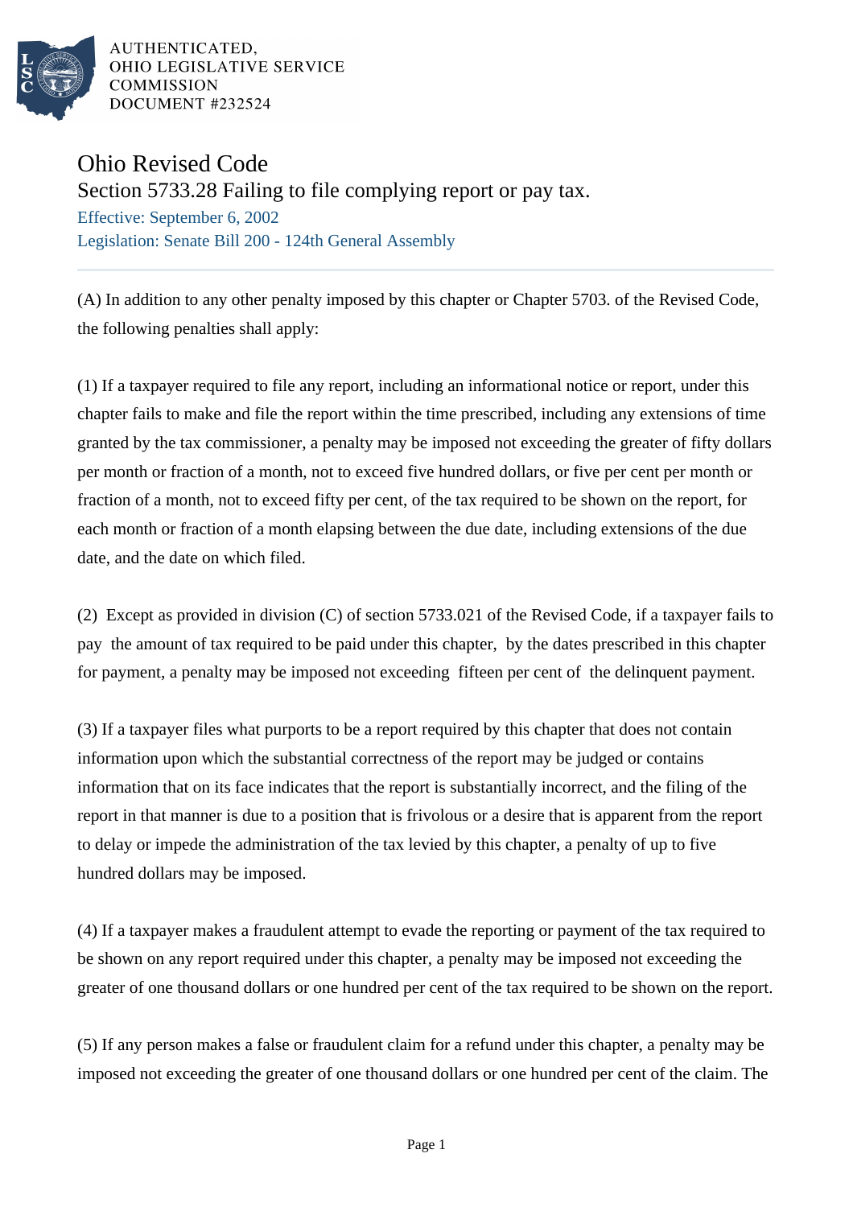AUTHENTICATED,
OHIO LEGISLATIVE SERVICE
COMMISSION
DOCUMENT #232524

# Ohio Revised Code

## Section 5733.28 Failing to file complying report or pay tax.

Effective: September 6, 2002

Legislation: Senate Bill 200 - 124th General Assembly

(A) In addition to any other penalty imposed by this chapter or Chapter 5703. of the Revised Code, the following penalties shall apply:

(1) If a taxpayer required to file any report, including an informational notice or report, under this chapter fails to make and file the report within the time prescribed, including any extensions of time granted by the tax commissioner, a penalty may be imposed not exceeding the greater of fifty dollars per month or fraction of a month, not to exceed five hundred dollars, or five per cent per month or fraction of a month, not to exceed fifty per cent, of the tax required to be shown on the report, for each month or fraction of a month elapsing between the due date, including extensions of the due date, and the date on which filed.

(2) Except as provided in division (C) of section 5733.021 of the Revised Code, if a taxpayer fails to pay the amount of tax required to be paid under this chapter, by the dates prescribed in this chapter for payment, a penalty may be imposed not exceeding fifteen per cent of the delinquent payment.

(3) If a taxpayer files what purports to be a report required by this chapter that does not contain information upon which the substantial correctness of the report may be judged or contains information that on its face indicates that the report is substantially incorrect, and the filing of the report in that manner is due to a position that is frivolous or a desire that is apparent from the report to delay or impede the administration of the tax levied by this chapter, a penalty of up to five hundred dollars may be imposed.

(4) If a taxpayer makes a fraudulent attempt to evade the reporting or payment of the tax required to be shown on any report required under this chapter, a penalty may be imposed not exceeding the greater of one thousand dollars or one hundred per cent of the tax required to be shown on the report.

(5) If any person makes a false or fraudulent claim for a refund under this chapter, a penalty may be imposed not exceeding the greater of one thousand dollars or one hundred per cent of the claim. The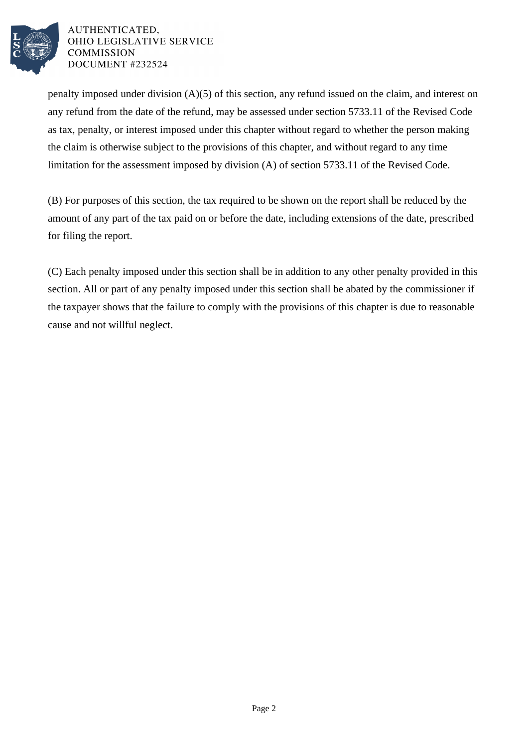penalty imposed under division (A)(5) of this section, any refund issued on the claim, and interest on any refund from the date of the refund, may be assessed under section 5733.11 of the Revised Code as tax, penalty, or interest imposed under this chapter without regard to whether the person making the claim is otherwise subject to the provisions of this chapter, and without regard to any time limitation for the assessment imposed by division (A) of section 5733.11 of the Revised Code.

(B) For purposes of this section, the tax required to be shown on the report shall be reduced by the amount of any part of the tax paid on or before the date, including extensions of the date, prescribed for filing the report.

(C) Each penalty imposed under this section shall be in addition to any other penalty provided in this section. All or part of any penalty imposed under this section shall be abated by the commissioner if the taxpayer shows that the failure to comply with the provisions of this chapter is due to reasonable cause and not willful neglect.